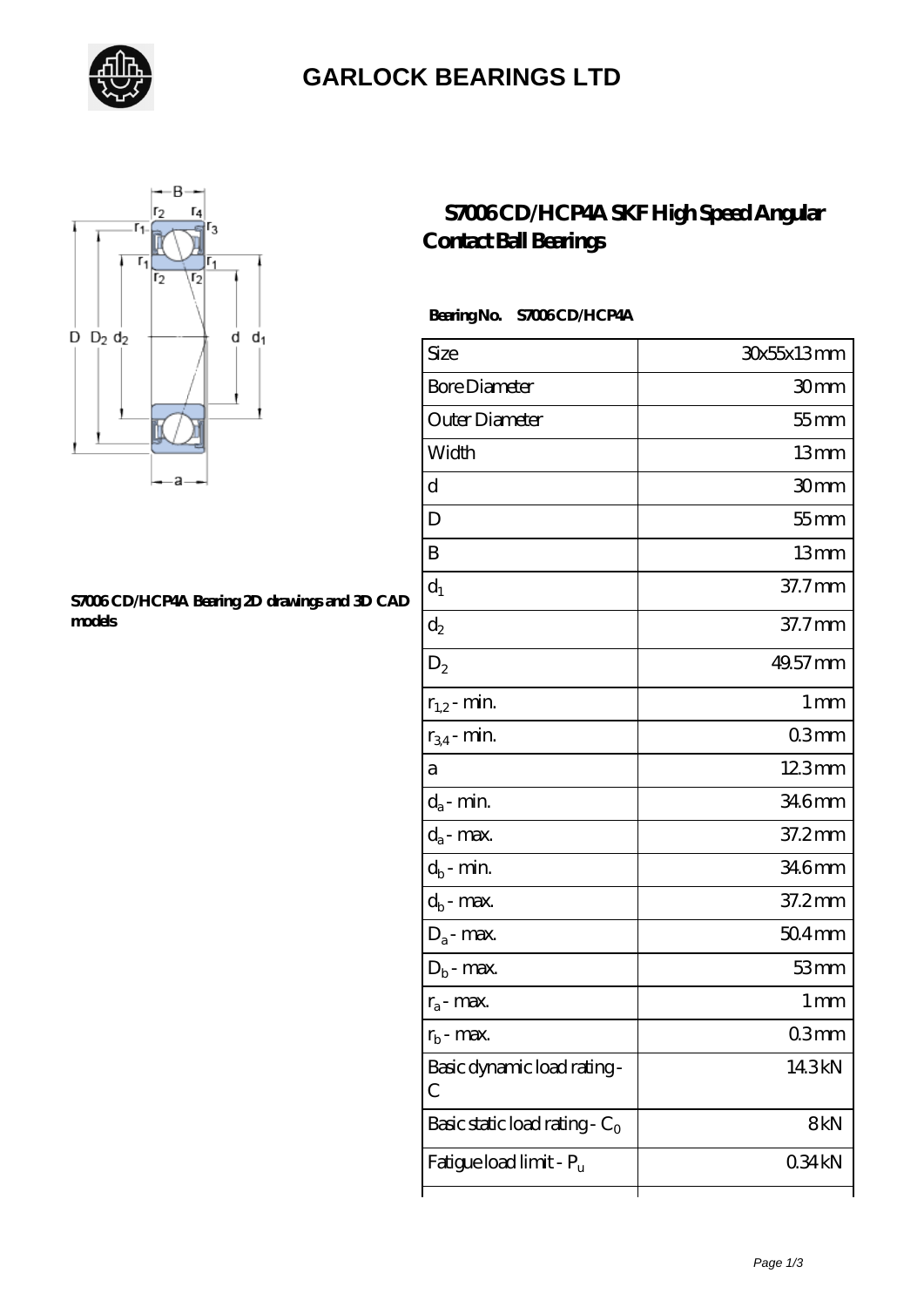# GARLOCK BEARINGS LTD

## S7006 CD/HCP4A SKF High Speed Angular Contact Ball Bearings

S7006 CD/HCP4A Bearing 2D drawings and 3D CAD models

**Bearing No.  S7006 CD/HCP4A**

| Size | 30x55x13 mm |
|---|---|
| Bore Diameter | 30 mm |
| Outer Diameter | 55 mm |
| Width | 13 mm |
| d | 30 mm |
| D | 55 mm |
| B | 13 mm |
| $d_1$ | 37.7 mm |
| $d_2$ | 37.7 mm |
| $D_2$ | 49.57 mm |
| $r_{1,2}$ - min. | 1 mm |
| $r_{3,4}$ - min. | 0.3 mm |
| a | 12.3 mm |
| $d_a$ - min. | 34.6 mm |
| $d_a$ - max. | 37.2 mm |
| $d_b$ - min. | 34.6 mm |
| $d_b$ - max. | 37.2 mm |
| $D_a$ - max. | 50.4 mm |
| $D_b$ - max. | 53 mm |
| $r_a$ - max. | 1 mm |
| $r_b$ - max. | 0.3 mm |
| Basic dynamic load rating - C | 14.3 kN |
| Basic static load rating - $C_0$ | 8 kN |
| Fatigue load limit - $P_u$ | 0.34 kN |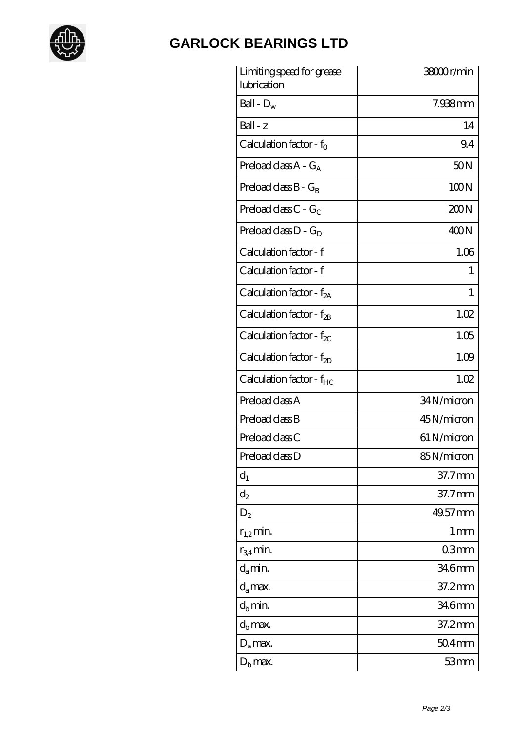# GARLOCK BEARINGS LTD

| | |
|---|---|
| Limiting speed for grease lubrication | 38000 r/min |
| Ball - $D_w$ | 7.938 mm |
| Ball - z | 14 |
| Calculation factor - $f_0$ | 9.4 |
| Preload class A - $G_A$ | 50 N |
| Preload class B - $G_B$ | 100 N |
| Preload class C - $G_C$ | 200 N |
| Preload class D - $G_D$ | 400 N |
| Calculation factor - f | 1.06 |
| Calculation factor - f | 1 |
| Calculation factor - $f_{2A}$ | 1 |
| Calculation factor - $f_{2B}$ | 1.02 |
| Calculation factor - $f_{2C}$ | 1.05 |
| Calculation factor - $f_{2D}$ | 1.09 |
| Calculation factor - $f_{HC}$ | 1.02 |
| Preload class A | 34 N/micron |
| Preload class B | 45 N/micron |
| Preload class C | 61 N/micron |
| Preload class D | 85 N/micron |
| $d_1$ | 37.7 mm |
| $d_2$ | 37.7 mm |
| $D_2$ | 49.57 mm |
| $r_{1,2}$ min. | 1 mm |
| $r_{3,4}$ min. | 0.3 mm |
| $d_a$ min. | 34.6 mm |
| $d_a$ max. | 37.2 mm |
| $d_b$ min. | 34.6 mm |
| $d_b$ max. | 37.2 mm |
| $D_a$ max. | 50.4 mm |
| $D_b$ max. | 53 mm |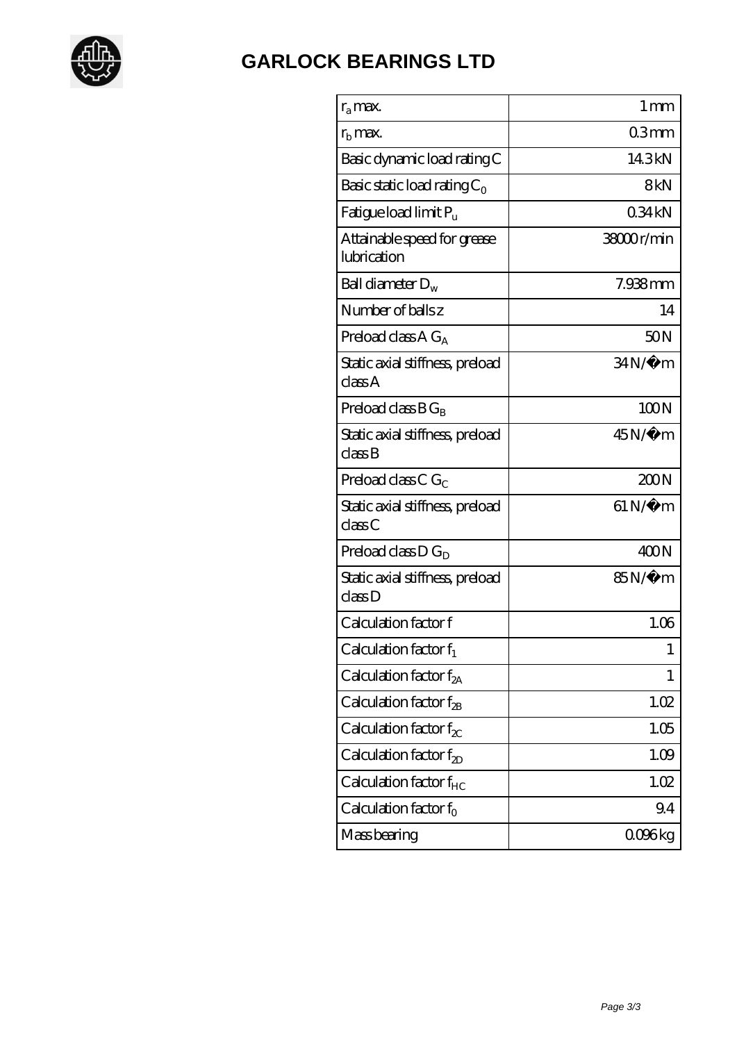# GARLOCK BEARINGS LTD

| | |
|---|---|
| $r_a$ max. | 1 mm |
| $r_b$ max. | 0.3 mm |
| Basic dynamic load rating C | 14.3 kN |
| Basic static load rating $C_0$ | 8 kN |
| Fatigue load limit $P_u$ | 0.34 kN |
| Attainable speed for grease lubrication | 38000 r/min |
| Ball diameter $D_w$ | 7.938 mm |
| Number of balls z | 14 |
| Preload class A $G_A$ | 50 N |
| Static axial stiffness, preload class A | 34 N/�m |
| Preload class B $G_B$ | 100 N |
| Static axial stiffness, preload class B | 45 N/�m |
| Preload class C $G_C$ | 200 N |
| Static axial stiffness, preload class C | 61 N/�m |
| Preload class D $G_D$ | 400 N |
| Static axial stiffness, preload class D | 85 N/�m |
| Calculation factor f | 1.06 |
| Calculation factor $f_1$ | 1 |
| Calculation factor $f_{2A}$ | 1 |
| Calculation factor $f_{2B}$ | 1.02 |
| Calculation factor $f_{2C}$ | 1.05 |
| Calculation factor $f_{2D}$ | 1.09 |
| Calculation factor $f_{HC}$ | 1.02 |
| Calculation factor $f_0$ | 9.4 |
| Mass bearing | 0.096 kg |